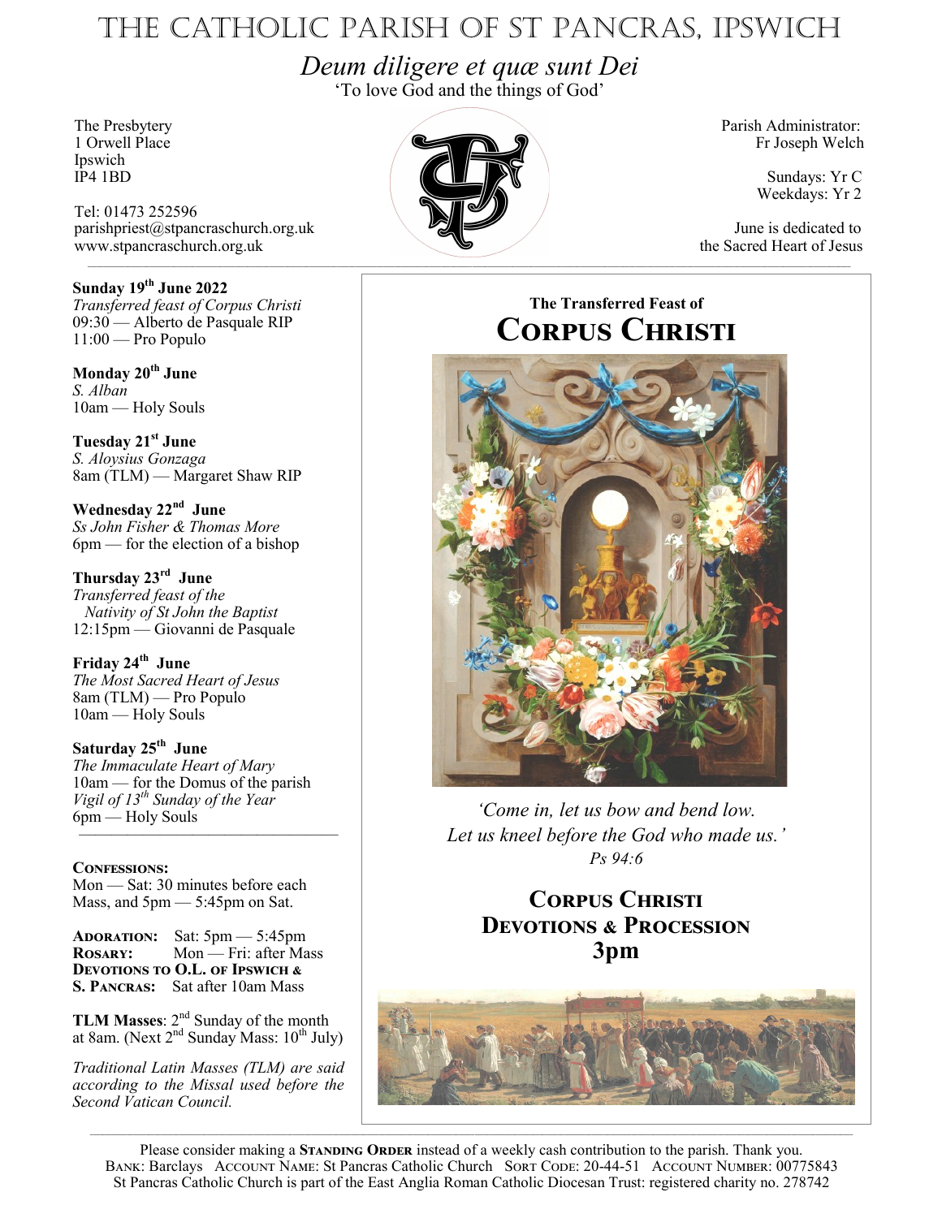# THE CATHOLIC PARISH OF ST PANCRAS, IPSWICH

*Deum diligere et quæ sunt Dei*

'To love God and the things of God'

The Presbytery
1 Orwell Place
Ipswich
IP4 1BD

Tel: 01473 252596
parishpriest@stpancraschurch.org.uk
www.stpancraschurch.org.uk

Parish Administrator:
Fr Joseph Welch

Sundays: Yr C
Weekdays: Yr 2

June is dedicated to the Sacred Heart of Jesus

**Sunday 19th June 2022**
*Transferred feast of Corpus Christi*
09:30 — Alberto de Pasquale RIP
11:00 — Pro Populo

**Monday 20th June**
*S. Alban*
10am — Holy Souls

**Tuesday 21st June**
*S. Aloysius Gonzaga*
8am (TLM) — Margaret Shaw RIP

**Wednesday 22nd June**
*Ss John Fisher & Thomas More*
6pm — for the election of a bishop

**Thursday 23rd June**
*Transferred feast of the Nativity of St John the Baptist*
12:15pm — Giovanni de Pasquale

**Friday 24th June**
*The Most Sacred Heart of Jesus*
8am (TLM) — Pro Populo
10am — Holy Souls

**Saturday 25th June**
*The Immaculate Heart of Mary*
10am — for the Domus of the parish
*Vigil of 13th Sunday of the Year*
6pm — Holy Souls

**CONFESSIONS:**
Mon — Sat: 30 minutes before each Mass, and 5pm — 5:45pm on Sat.

**ADORATION:** Sat: 5pm — 5:45pm
**ROSARY:** Mon — Fri: after Mass
**DEVOTIONS TO O.L. OF IPSWICH & S. PANCRAS:** Sat after 10am Mass

**TLM Masses**: 2nd Sunday of the month at 8am. (Next 2nd Sunday Mass: 10th July)

*Traditional Latin Masses (TLM) are said according to the Missal used before the Second Vatican Council.*

## The Transferred Feast of CORPUS CHRISTI

*'Come in, let us bow and bend low.
Let us kneel before the God who made us.'*
*Ps 94:6*

## CORPUS CHRISTI DEVOTIONS & PROCESSION 3pm

Please consider making a **STANDING ORDER** instead of a weekly cash contribution to the parish. Thank you.
BANK: Barclays ACCOUNT NAME: St Pancras Catholic Church SORT CODE: 20-44-51 ACCOUNT NUMBER: 00775843
St Pancras Catholic Church is part of the East Anglia Roman Catholic Diocesan Trust: registered charity no. 278742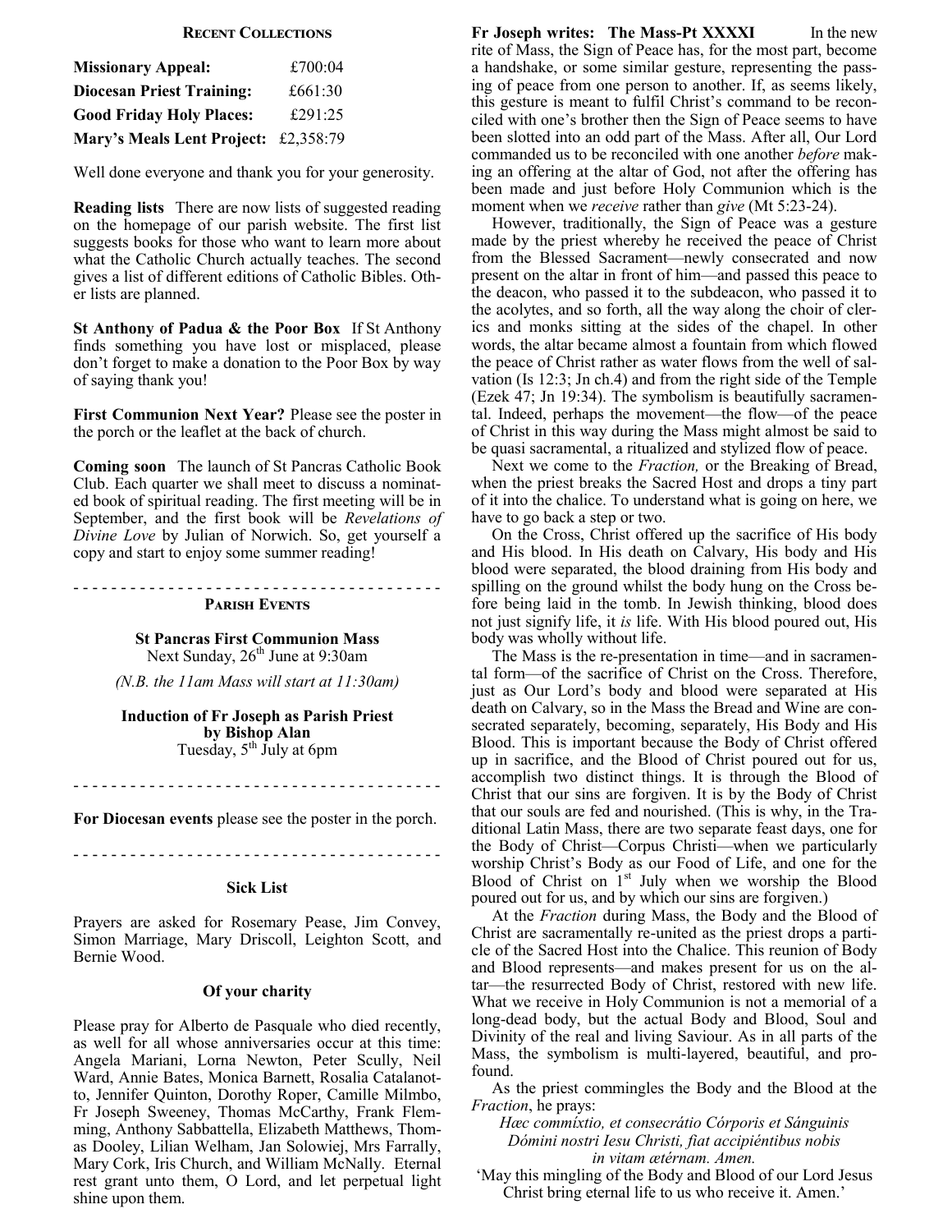### Recent Collections

| | |
|---|---|
| **Missionary Appeal:** | £700:04 |
| **Diocesan Priest Training:** | £661:30 |
| **Good Friday Holy Places:** | £291:25 |
| **Mary's Meals Lent Project:** | £2,358:79 |

Well done everyone and thank you for your generosity.

**Reading lists** There are now lists of suggested reading on the homepage of our parish website. The first list suggests books for those who want to learn more about what the Catholic Church actually teaches. The second gives a list of different editions of Catholic Bibles. Other lists are planned.

**St Anthony of Padua & the Poor Box** If St Anthony finds something you have lost or misplaced, please don't forget to make a donation to the Poor Box by way of saying thank you!

**First Communion Next Year?** Please see the poster in the porch or the leaflet at the back of church.

**Coming soon** The launch of St Pancras Catholic Book Club. Each quarter we shall meet to discuss a nominated book of spiritual reading. The first meeting will be in September, and the first book will be *Revelations of Divine Love* by Julian of Norwich. So, get yourself a copy and start to enjoy some summer reading!

- - - - - - - - - - - - - - - - - - - - - - - - - - - - - - - - - - - - - -

### Parish Events

**St Pancras First Communion Mass**
Next Sunday, 26th June at 9:30am

*(N.B. the 11am Mass will start at 11:30am)*

**Induction of Fr Joseph as Parish Priest by Bishop Alan**
Tuesday, 5th July at 6pm

- - - - - - - - - - - - - - - - - - - - - - - - - - - - - - - - - - - - - -

**For Diocesan events** please see the poster in the porch.

- - - - - - - - - - - - - - - - - - - - - - - - - - - - - - - - - - - - - -

### Sick List

Prayers are asked for Rosemary Pease, Jim Convey, Simon Marriage, Mary Driscoll, Leighton Scott, and Bernie Wood.

### Of your charity

Please pray for Alberto de Pasquale who died recently, as well for all whose anniversaries occur at this time: Angela Mariani, Lorna Newton, Peter Scully, Neil Ward, Annie Bates, Monica Barnett, Rosalia Catalanotto, Jennifer Quinton, Dorothy Roper, Camille Milmbo, Fr Joseph Sweeney, Thomas McCarthy, Frank Flemming, Anthony Sabbattella, Elizabeth Matthews, Thomas Dooley, Lilian Welham, Jan Solowiej, Mrs Farrally, Mary Cork, Iris Church, and William McNally. Eternal rest grant unto them, O Lord, and let perpetual light shine upon them.

**Fr Joseph writes: The Mass-Pt XXXXI** In the new rite of Mass, the Sign of Peace has, for the most part, become a handshake, or some similar gesture, representing the passing of peace from one person to another. If, as seems likely, this gesture is meant to fulfil Christ's command to be reconciled with one's brother then the Sign of Peace seems to have been slotted into an odd part of the Mass. After all, Our Lord commanded us to be reconciled with one another *before* making an offering at the altar of God, not after the offering has been made and just before Holy Communion which is the moment when we *receive* rather than *give* (Mt 5:23-24).

However, traditionally, the Sign of Peace was a gesture made by the priest whereby he received the peace of Christ from the Blessed Sacrament—newly consecrated and now present on the altar in front of him—and passed this peace to the deacon, who passed it to the subdeacon, who passed it to the acolytes, and so forth, all the way along the choir of clerics and monks sitting at the sides of the chapel. In other words, the altar became almost a fountain from which flowed the peace of Christ rather as water flows from the well of salvation (Is 12:3; Jn ch.4) and from the right side of the Temple (Ezek 47; Jn 19:34). The symbolism is beautifully sacramental. Indeed, perhaps the movement—the flow—of the peace of Christ in this way during the Mass might almost be said to be quasi sacramental, a ritualized and stylized flow of peace.

Next we come to the *Fraction,* or the Breaking of Bread, when the priest breaks the Sacred Host and drops a tiny part of it into the chalice. To understand what is going on here, we have to go back a step or two.

On the Cross, Christ offered up the sacrifice of His body and His blood. In His death on Calvary, His body and His blood were separated, the blood draining from His body and spilling on the ground whilst the body hung on the Cross before being laid in the tomb. In Jewish thinking, blood does not just signify life, it *is* life. With His blood poured out, His body was wholly without life.

The Mass is the re-presentation in time—and in sacramental form—of the sacrifice of Christ on the Cross. Therefore, just as Our Lord's body and blood were separated at His death on Calvary, so in the Mass the Bread and Wine are consecrated separately, becoming, separately, His Body and His Blood. This is important because the Body of Christ offered up in sacrifice, and the Blood of Christ poured out for us, accomplish two distinct things. It is through the Blood of Christ that our sins are forgiven. It is by the Body of Christ that our souls are fed and nourished. (This is why, in the Traditional Latin Mass, there are two separate feast days, one for the Body of Christ—Corpus Christi—when we particularly worship Christ's Body as our Food of Life, and one for the Blood of Christ on 1st July when we worship the Blood poured out for us, and by which our sins are forgiven.)

At the *Fraction* during Mass, the Body and the Blood of Christ are sacramentally re-united as the priest drops a particle of the Sacred Host into the Chalice. This reunion of Body and Blood represents—and makes present for us on the altar—the resurrected Body of Christ, restored with new life. What we receive in Holy Communion is not a memorial of a long-dead body, but the actual Body and Blood, Soul and Divinity of the real and living Saviour. As in all parts of the Mass, the symbolism is multi-layered, beautiful, and profound.

As the priest commingles the Body and the Blood at the *Fraction*, he prays:

*Hæc commíxtio, et consecrátio Córporis et Sánguinis Dómini nostri Iesu Christi, fiat accipiéntibus nobis in vitam ætérnam. Amen.*

'May this mingling of the Body and Blood of our Lord Jesus Christ bring eternal life to us who receive it. Amen.'